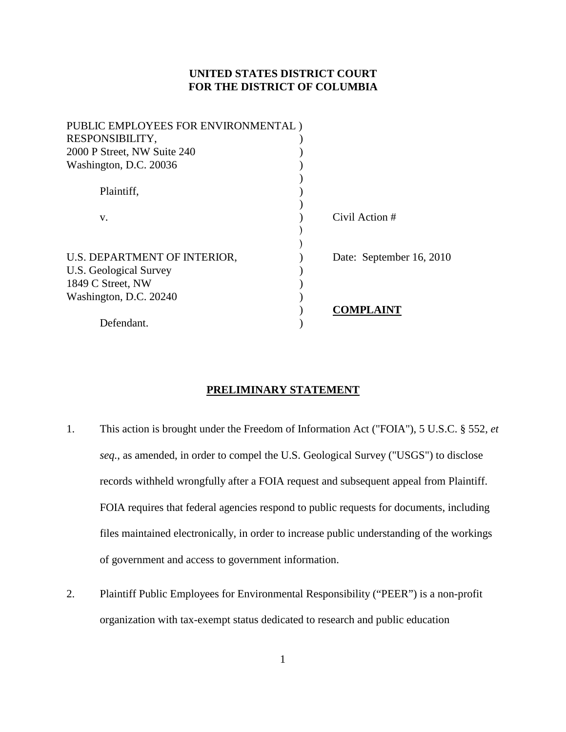**UNITED STATES DISTRICT COURT**
**FOR THE DISTRICT OF COLUMBIA**

PUBLIC EMPLOYEES FOR ENVIRONMENTAL )
RESPONSIBILITY, )
2000 P Street, NW Suite 240 )
Washington, D.C. 20036 )
)
Plaintiff, )
)
v. ) Civil Action #
)
)
U.S. DEPARTMENT OF INTERIOR, ) Date: September 16, 2010
U.S. Geological Survey )
1849 C Street, NW )
Washington, D.C. 20240 )
) **COMPLAINT**
Defendant. )

## PRELIMINARY STATEMENT

1. This action is brought under the Freedom of Information Act ("FOIA"), 5 U.S.C. § 552, *et seq.*, as amended, in order to compel the U.S. Geological Survey ("USGS") to disclose records withheld wrongfully after a FOIA request and subsequent appeal from Plaintiff. FOIA requires that federal agencies respond to public requests for documents, including files maintained electronically, in order to increase public understanding of the workings of government and access to government information.

2. Plaintiff Public Employees for Environmental Responsibility ("PEER") is a non-profit organization with tax-exempt status dedicated to research and public education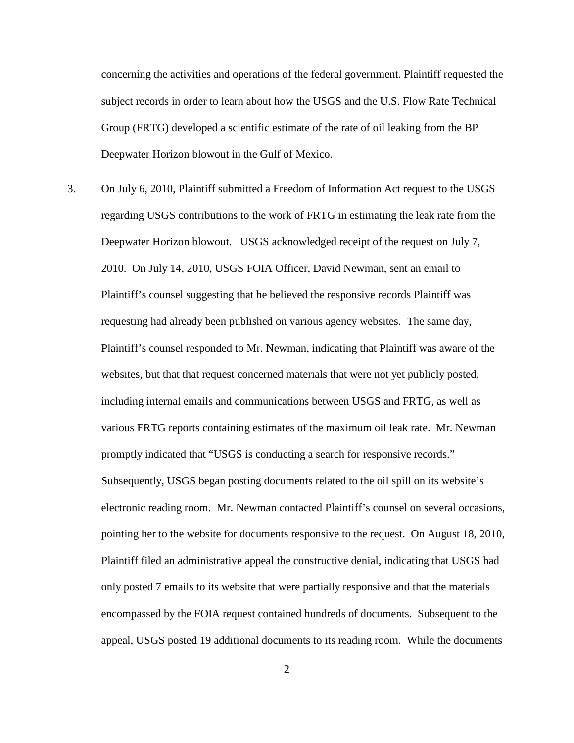concerning the activities and operations of the federal government. Plaintiff requested the subject records in order to learn about how the USGS and the U.S. Flow Rate Technical Group (FRTG) developed a scientific estimate of the rate of oil leaking from the BP Deepwater Horizon blowout in the Gulf of Mexico.

3. On July 6, 2010, Plaintiff submitted a Freedom of Information Act request to the USGS regarding USGS contributions to the work of FRTG in estimating the leak rate from the Deepwater Horizon blowout. USGS acknowledged receipt of the request on July 7, 2010. On July 14, 2010, USGS FOIA Officer, David Newman, sent an email to Plaintiff's counsel suggesting that he believed the responsive records Plaintiff was requesting had already been published on various agency websites. The same day, Plaintiff's counsel responded to Mr. Newman, indicating that Plaintiff was aware of the websites, but that that request concerned materials that were not yet publicly posted, including internal emails and communications between USGS and FRTG, as well as various FRTG reports containing estimates of the maximum oil leak rate. Mr. Newman promptly indicated that "USGS is conducting a search for responsive records." Subsequently, USGS began posting documents related to the oil spill on its website's electronic reading room. Mr. Newman contacted Plaintiff's counsel on several occasions, pointing her to the website for documents responsive to the request. On August 18, 2010, Plaintiff filed an administrative appeal the constructive denial, indicating that USGS had only posted 7 emails to its website that were partially responsive and that the materials encompassed by the FOIA request contained hundreds of documents. Subsequent to the appeal, USGS posted 19 additional documents to its reading room. While the documents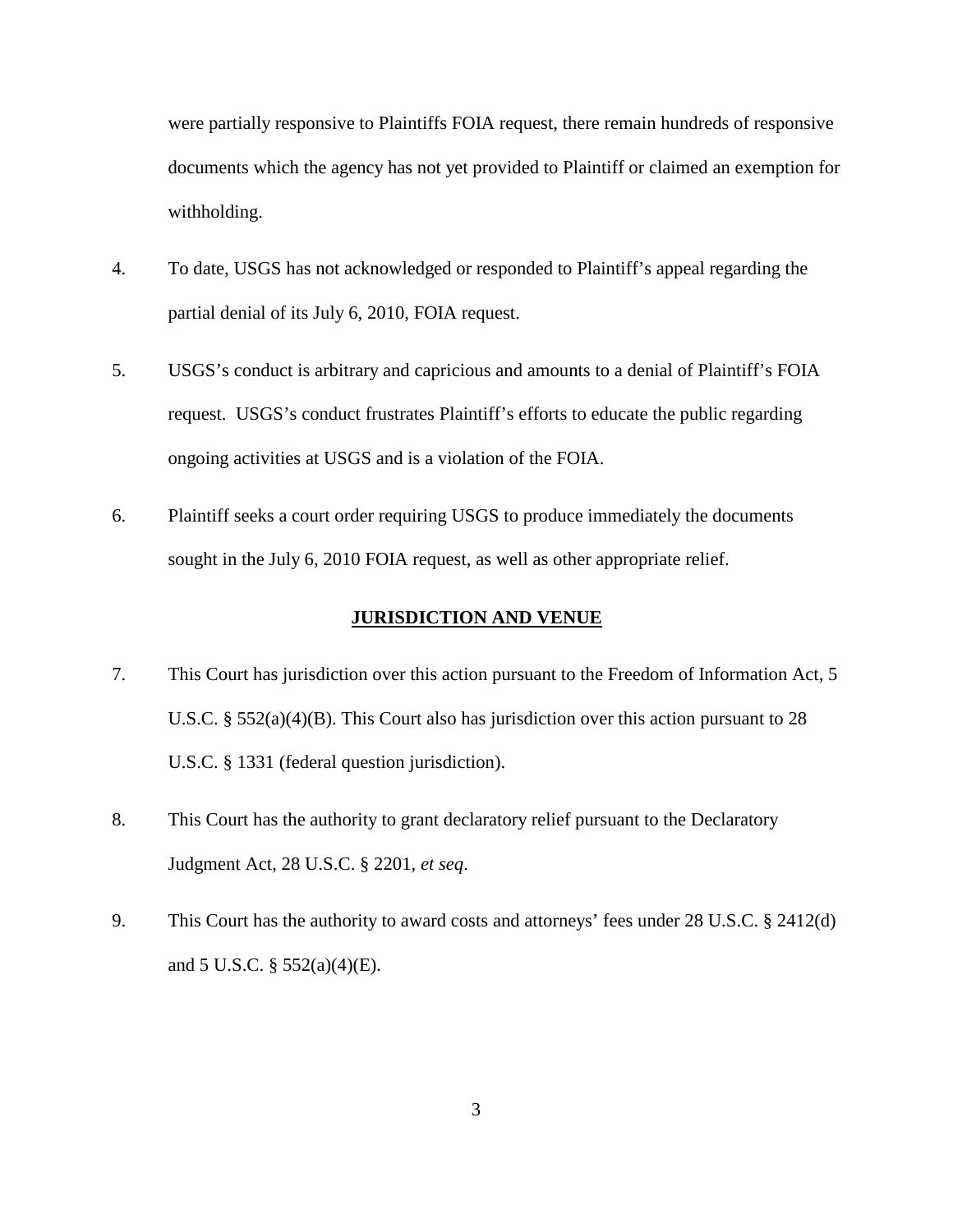were partially responsive to Plaintiffs FOIA request, there remain hundreds of responsive documents which the agency has not yet provided to Plaintiff or claimed an exemption for withholding.

4. To date, USGS has not acknowledged or responded to Plaintiff's appeal regarding the partial denial of its July 6, 2010, FOIA request.

5. USGS's conduct is arbitrary and capricious and amounts to a denial of Plaintiff's FOIA request. USGS's conduct frustrates Plaintiff's efforts to educate the public regarding ongoing activities at USGS and is a violation of the FOIA.

6. Plaintiff seeks a court order requiring USGS to produce immediately the documents sought in the July 6, 2010 FOIA request, as well as other appropriate relief.

## JURISDICTION AND VENUE

7. This Court has jurisdiction over this action pursuant to the Freedom of Information Act, 5 U.S.C. § 552(a)(4)(B). This Court also has jurisdiction over this action pursuant to 28 U.S.C. § 1331 (federal question jurisdiction).

8. This Court has the authority to grant declaratory relief pursuant to the Declaratory Judgment Act, 28 U.S.C. § 2201, *et seq*.

9. This Court has the authority to award costs and attorneys' fees under 28 U.S.C. § 2412(d) and 5 U.S.C. § 552(a)(4)(E).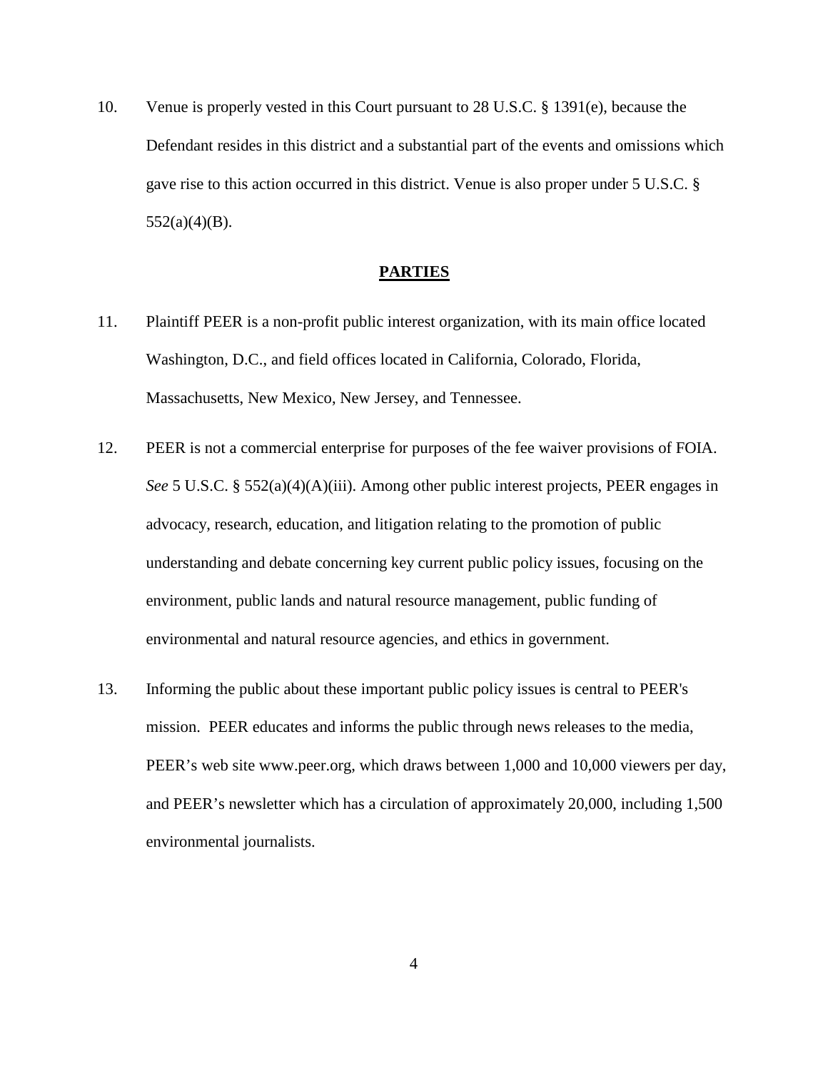10. Venue is properly vested in this Court pursuant to 28 U.S.C. § 1391(e), because the Defendant resides in this district and a substantial part of the events and omissions which gave rise to this action occurred in this district. Venue is also proper under 5 U.S.C. § 552(a)(4)(B).

## PARTIES

11. Plaintiff PEER is a non-profit public interest organization, with its main office located Washington, D.C., and field offices located in California, Colorado, Florida, Massachusetts, New Mexico, New Jersey, and Tennessee.

12. PEER is not a commercial enterprise for purposes of the fee waiver provisions of FOIA. *See* 5 U.S.C. § 552(a)(4)(A)(iii). Among other public interest projects, PEER engages in advocacy, research, education, and litigation relating to the promotion of public understanding and debate concerning key current public policy issues, focusing on the environment, public lands and natural resource management, public funding of environmental and natural resource agencies, and ethics in government.

13. Informing the public about these important public policy issues is central to PEER's mission. PEER educates and informs the public through news releases to the media, PEER's web site www.peer.org, which draws between 1,000 and 10,000 viewers per day, and PEER's newsletter which has a circulation of approximately 20,000, including 1,500 environmental journalists.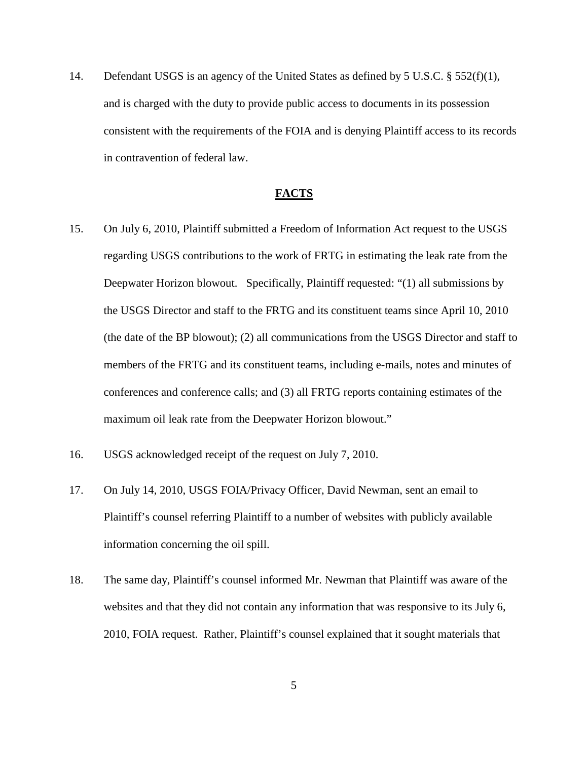14. Defendant USGS is an agency of the United States as defined by 5 U.S.C. § 552(f)(1), and is charged with the duty to provide public access to documents in its possession consistent with the requirements of the FOIA and is denying Plaintiff access to its records in contravention of federal law.

## FACTS

15. On July 6, 2010, Plaintiff submitted a Freedom of Information Act request to the USGS regarding USGS contributions to the work of FRTG in estimating the leak rate from the Deepwater Horizon blowout. Specifically, Plaintiff requested: "(1) all submissions by the USGS Director and staff to the FRTG and its constituent teams since April 10, 2010 (the date of the BP blowout); (2) all communications from the USGS Director and staff to members of the FRTG and its constituent teams, including e-mails, notes and minutes of conferences and conference calls; and (3) all FRTG reports containing estimates of the maximum oil leak rate from the Deepwater Horizon blowout."

16. USGS acknowledged receipt of the request on July 7, 2010.

17. On July 14, 2010, USGS FOIA/Privacy Officer, David Newman, sent an email to Plaintiff's counsel referring Plaintiff to a number of websites with publicly available information concerning the oil spill.

18. The same day, Plaintiff's counsel informed Mr. Newman that Plaintiff was aware of the websites and that they did not contain any information that was responsive to its July 6, 2010, FOIA request. Rather, Plaintiff's counsel explained that it sought materials that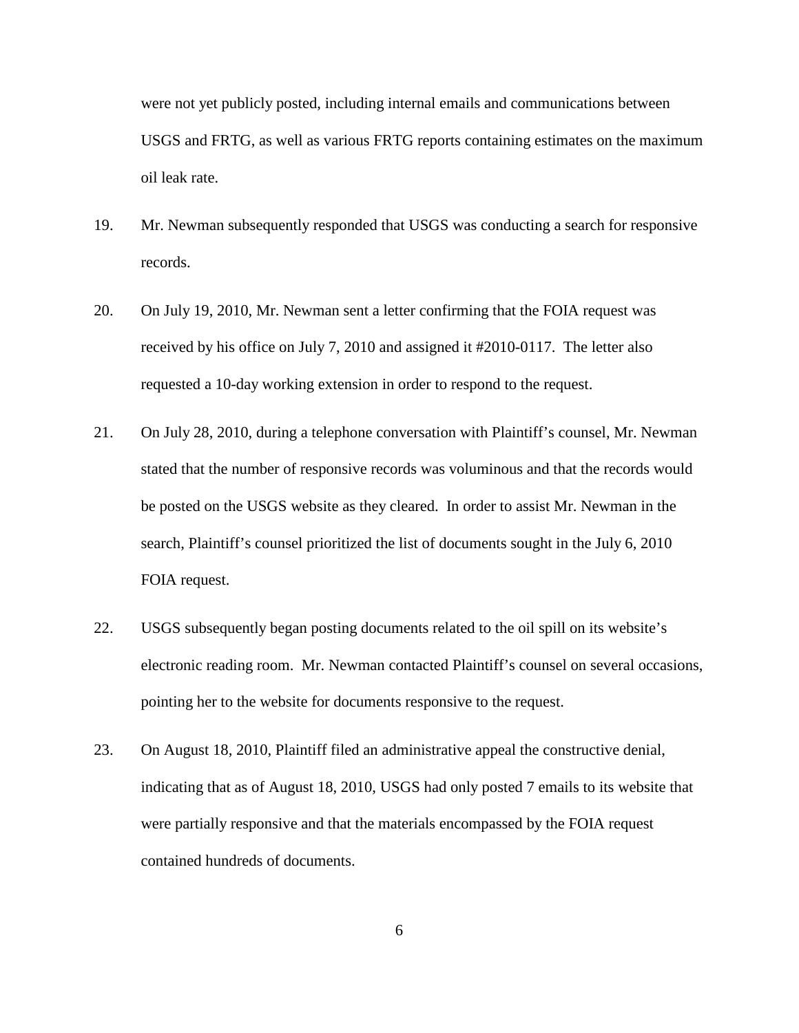were not yet publicly posted, including internal emails and communications between USGS and FRTG, as well as various FRTG reports containing estimates on the maximum oil leak rate.

19. Mr. Newman subsequently responded that USGS was conducting a search for responsive records.

20. On July 19, 2010, Mr. Newman sent a letter confirming that the FOIA request was received by his office on July 7, 2010 and assigned it #2010-0117. The letter also requested a 10-day working extension in order to respond to the request.

21. On July 28, 2010, during a telephone conversation with Plaintiff's counsel, Mr. Newman stated that the number of responsive records was voluminous and that the records would be posted on the USGS website as they cleared. In order to assist Mr. Newman in the search, Plaintiff's counsel prioritized the list of documents sought in the July 6, 2010 FOIA request.

22. USGS subsequently began posting documents related to the oil spill on its website's electronic reading room. Mr. Newman contacted Plaintiff's counsel on several occasions, pointing her to the website for documents responsive to the request.

23. On August 18, 2010, Plaintiff filed an administrative appeal the constructive denial, indicating that as of August 18, 2010, USGS had only posted 7 emails to its website that were partially responsive and that the materials encompassed by the FOIA request contained hundreds of documents.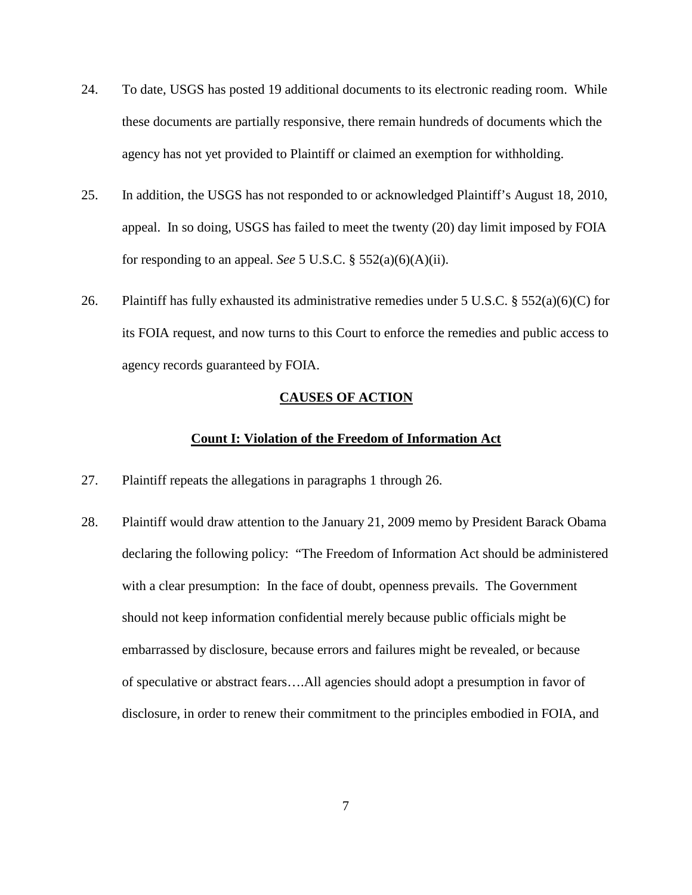24. To date, USGS has posted 19 additional documents to its electronic reading room. While these documents are partially responsive, there remain hundreds of documents which the agency has not yet provided to Plaintiff or claimed an exemption for withholding.

25. In addition, the USGS has not responded to or acknowledged Plaintiff's August 18, 2010, appeal. In so doing, USGS has failed to meet the twenty (20) day limit imposed by FOIA for responding to an appeal. *See* 5 U.S.C. § 552(a)(6)(A)(ii).

26. Plaintiff has fully exhausted its administrative remedies under 5 U.S.C. § 552(a)(6)(C) for its FOIA request, and now turns to this Court to enforce the remedies and public access to agency records guaranteed by FOIA.

## CAUSES OF ACTION

### Count I: Violation of the Freedom of Information Act

27. Plaintiff repeats the allegations in paragraphs 1 through 26.

28. Plaintiff would draw attention to the January 21, 2009 memo by President Barack Obama declaring the following policy: "The Freedom of Information Act should be administered with a clear presumption: In the face of doubt, openness prevails. The Government should not keep information confidential merely because public officials might be embarrassed by disclosure, because errors and failures might be revealed, or because of speculative or abstract fears….All agencies should adopt a presumption in favor of disclosure, in order to renew their commitment to the principles embodied in FOIA, and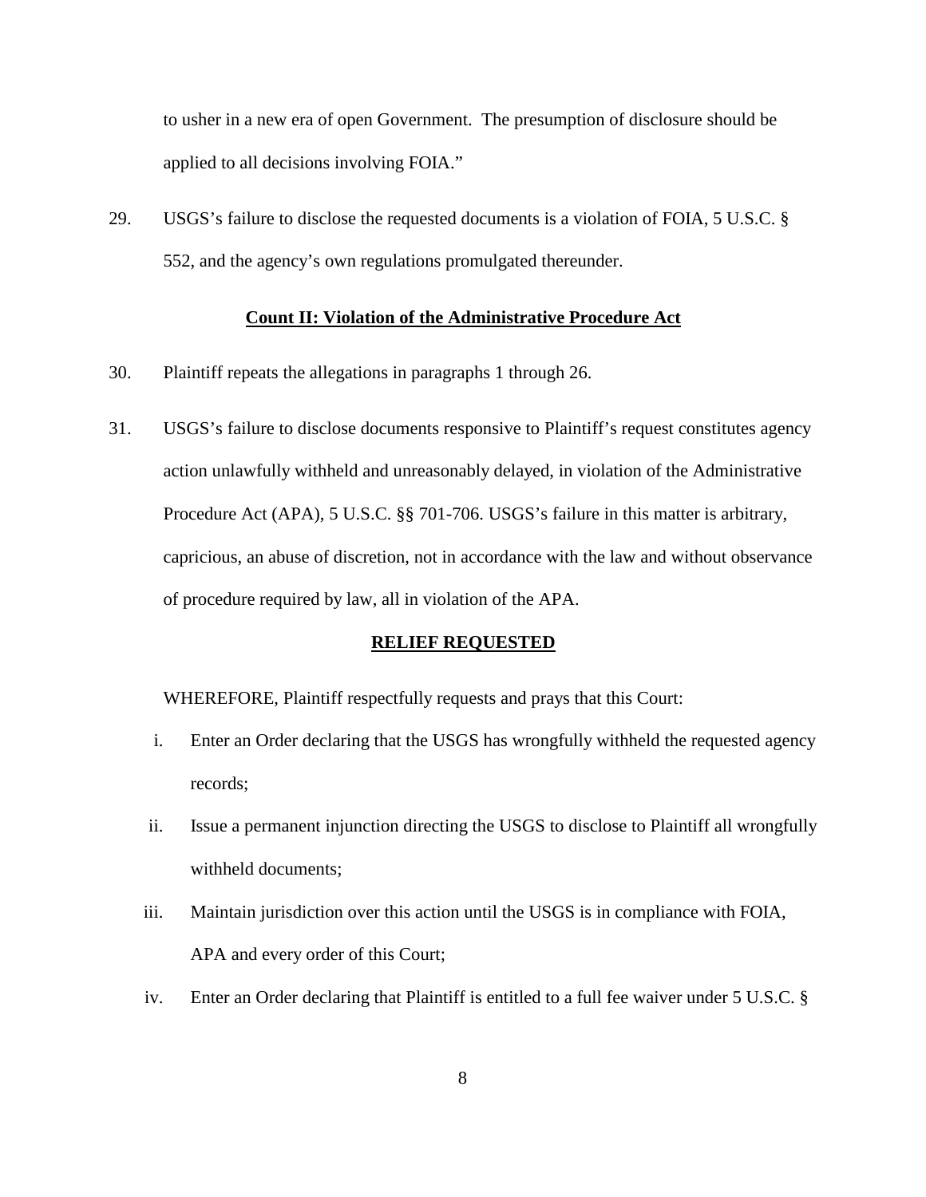to usher in a new era of open Government. The presumption of disclosure should be applied to all decisions involving FOIA."

29. USGS's failure to disclose the requested documents is a violation of FOIA, 5 U.S.C. § 552, and the agency's own regulations promulgated thereunder.

**Count II: Violation of the Administrative Procedure Act**

30. Plaintiff repeats the allegations in paragraphs 1 through 26.

31. USGS's failure to disclose documents responsive to Plaintiff's request constitutes agency action unlawfully withheld and unreasonably delayed, in violation of the Administrative Procedure Act (APA), 5 U.S.C. §§ 701-706. USGS's failure in this matter is arbitrary, capricious, an abuse of discretion, not in accordance with the law and without observance of procedure required by law, all in violation of the APA.

**RELIEF REQUESTED**

WHEREFORE, Plaintiff respectfully requests and prays that this Court:

i. Enter an Order declaring that the USGS has wrongfully withheld the requested agency records;

ii. Issue a permanent injunction directing the USGS to disclose to Plaintiff all wrongfully withheld documents;

iii. Maintain jurisdiction over this action until the USGS is in compliance with FOIA, APA and every order of this Court;

iv. Enter an Order declaring that Plaintiff is entitled to a full fee waiver under 5 U.S.C. §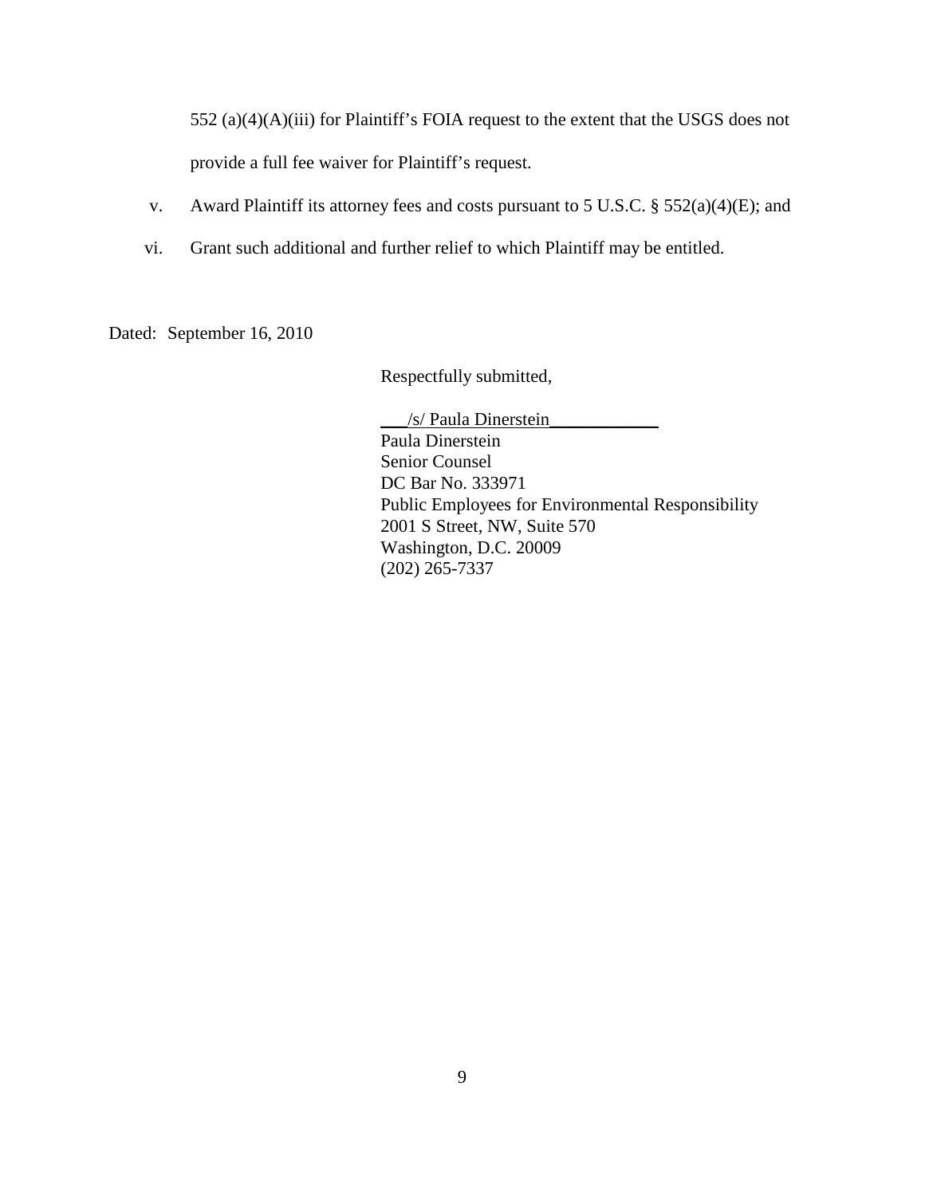552 (a)(4)(A)(iii) for Plaintiff's FOIA request to the extent that the USGS does not provide a full fee waiver for Plaintiff's request.

v. Award Plaintiff its attorney fees and costs pursuant to 5 U.S.C. § 552(a)(4)(E); and

vi. Grant such additional and further relief to which Plaintiff may be entitled.

Dated: September 16, 2010

Respectfully submitted,

/s/ Paula Dinerstein  
Paula Dinerstein  
Senior Counsel  
DC Bar No. 333971  
Public Employees for Environmental Responsibility  
2001 S Street, NW, Suite 570  
Washington, D.C. 20009  
(202) 265-7337